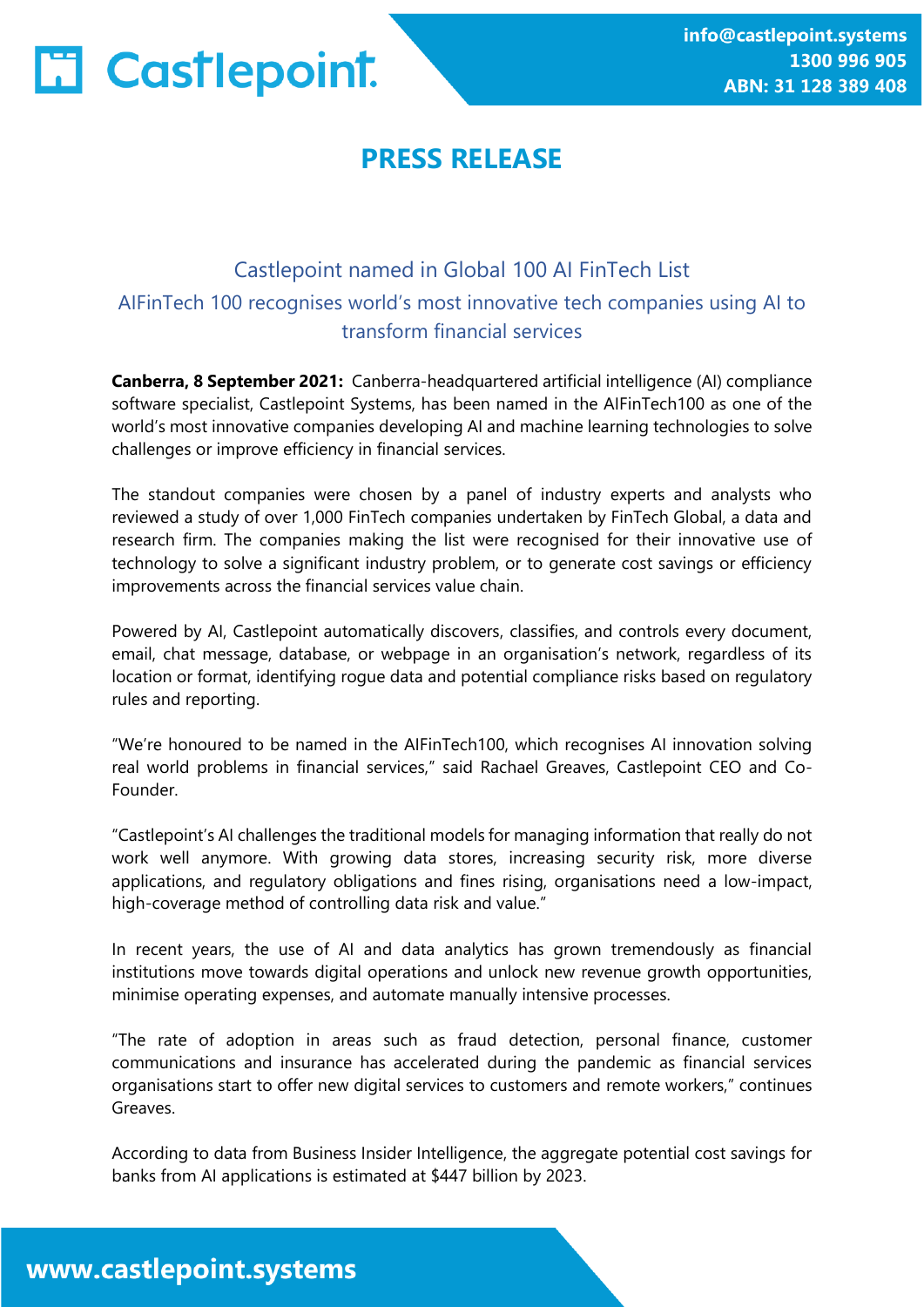# PRESS RELEASE

## Castlepoint named in Global 100 AI FinTech List

### AIFinTech 100 recognises world's most innovative tech companies using AI to transform financial services

**Canberra, 8 September 2021:** Canberra-headquartered artificial intelligence (AI) compliance software specialist, Castlepoint Systems, has been named in the AIFinTech100 as one of the world's most innovative companies developing AI and machine learning technologies to solve challenges or improve efficiency in financial services.

The standout companies were chosen by a panel of industry experts and analysts who reviewed a study of over 1,000 FinTech companies undertaken by FinTech Global, a data and research firm. The companies making the list were recognised for their innovative use of technology to solve a significant industry problem, or to generate cost savings or efficiency improvements across the financial services value chain.

Powered by AI, Castlepoint automatically discovers, classifies, and controls every document, email, chat message, database, or webpage in an organisation's network, regardless of its location or format, identifying rogue data and potential compliance risks based on regulatory rules and reporting.

"We're honoured to be named in the AIFinTech100, which recognises AI innovation solving real world problems in financial services," said Rachael Greaves, Castlepoint CEO and Co-Founder.

"Castlepoint's AI challenges the traditional models for managing information that really do not work well anymore. With growing data stores, increasing security risk, more diverse applications, and regulatory obligations and fines rising, organisations need a low-impact, high-coverage method of controlling data risk and value."

In recent years, the use of AI and data analytics has grown tremendously as financial institutions move towards digital operations and unlock new revenue growth opportunities, minimise operating expenses, and automate manually intensive processes.

"The rate of adoption in areas such as fraud detection, personal finance, customer communications and insurance has accelerated during the pandemic as financial services organisations start to offer new digital services to customers and remote workers," continues Greaves.

According to data from Business Insider Intelligence, the aggregate potential cost savings for banks from AI applications is estimated at $447 billion by 2023.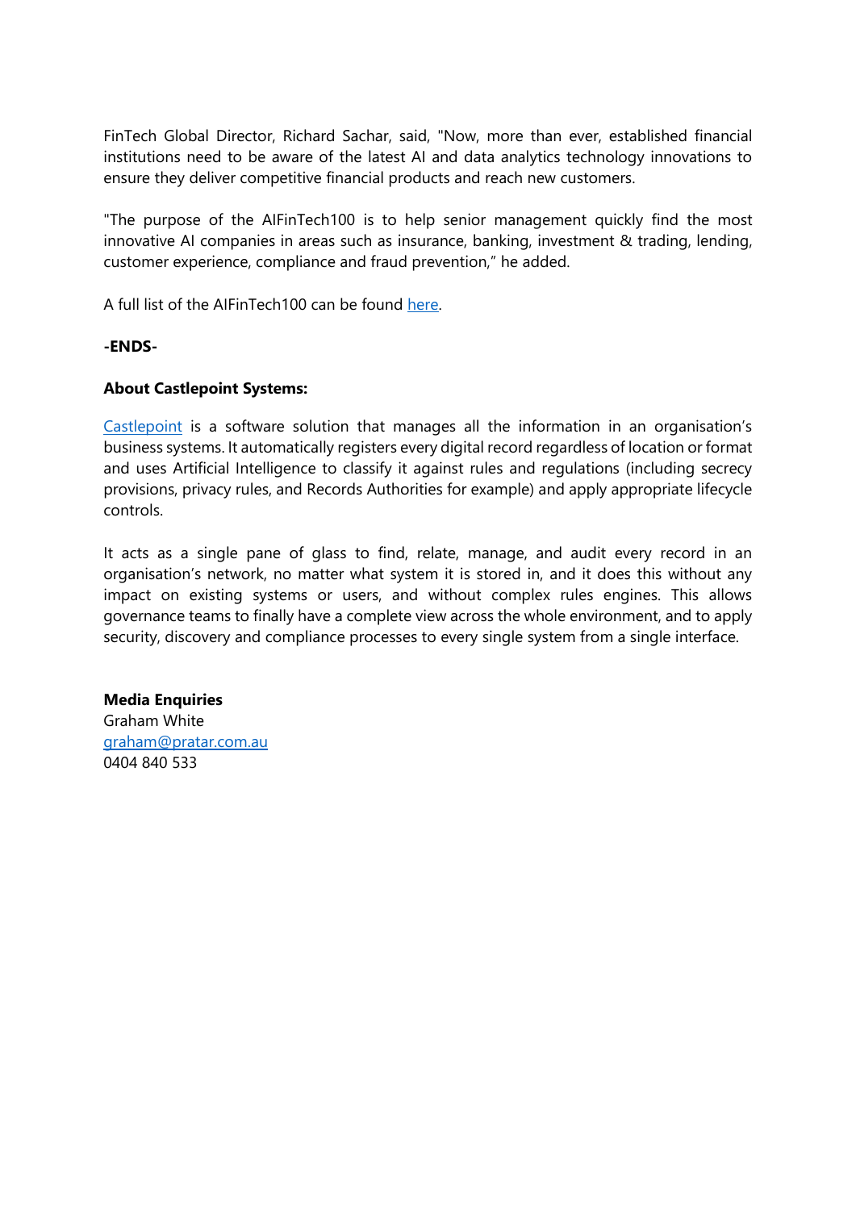FinTech Global Director, Richard Sachar, said, "Now, more than ever, established financial institutions need to be aware of the latest AI and data analytics technology innovations to ensure they deliver competitive financial products and reach new customers.

"The purpose of the AIFinTech100 is to help senior management quickly find the most innovative AI companies in areas such as insurance, banking, investment & trading, lending, customer experience, compliance and fraud prevention," he added.

A full list of the AIFinTech100 can be found here.

**-ENDS-**

**About Castlepoint Systems:**

Castlepoint is a software solution that manages all the information in an organisation's business systems. It automatically registers every digital record regardless of location or format and uses Artificial Intelligence to classify it against rules and regulations (including secrecy provisions, privacy rules, and Records Authorities for example) and apply appropriate lifecycle controls.

It acts as a single pane of glass to find, relate, manage, and audit every record in an organisation's network, no matter what system it is stored in, and it does this without any impact on existing systems or users, and without complex rules engines. This allows governance teams to finally have a complete view across the whole environment, and to apply security, discovery and compliance processes to every single system from a single interface.

**Media Enquiries**
Graham White
graham@pratar.com.au
0404 840 533